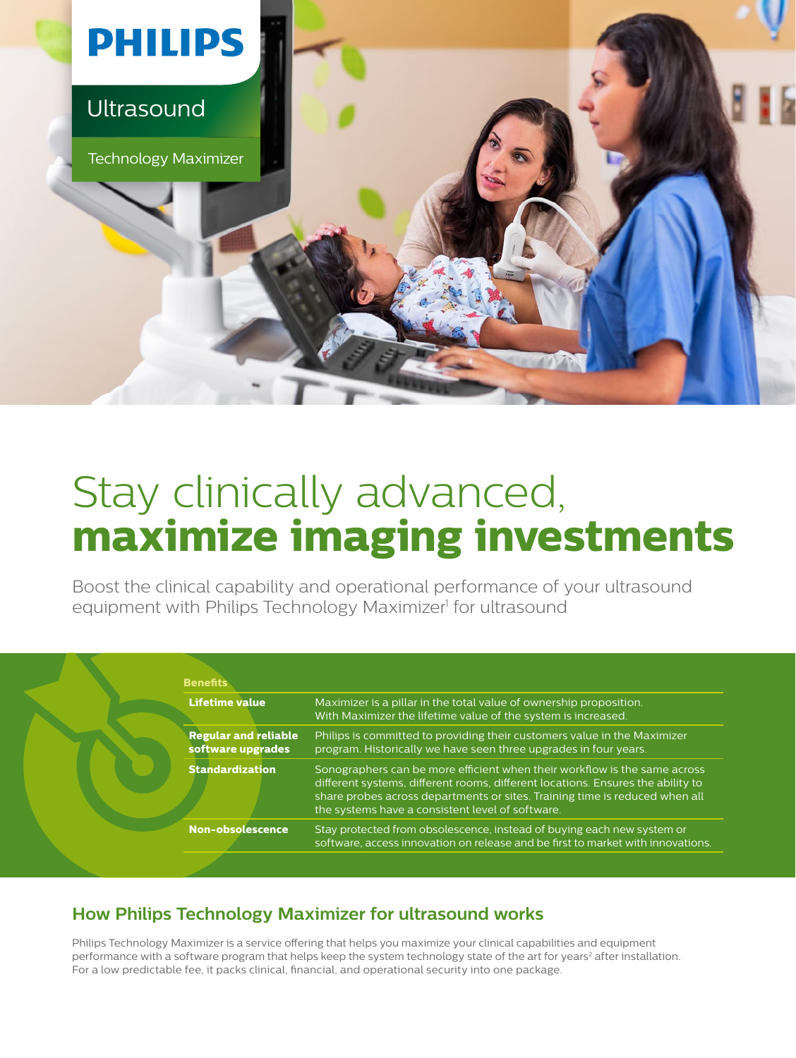PHILIPS

Ultrasound

Technology Maximizer

# Stay clinically advanced, **maximize imaging investments**

Boost the clinical capability and operational performance of your ultrasound equipment with Philips Technology Maximizer[1] for ultrasound

| Benefits | |
|---|---|
| **Lifetime value** | Maximizer is a pillar in the total value of ownership proposition. With Maximizer the lifetime value of the system is increased. |
| **Regular and reliable software upgrades** | Philips is committed to providing their customers value in the Maximizer program. Historically we have seen three upgrades in four years. |
| **Standardization** | Sonographers can be more efficient when their workflow is the same across different systems, different rooms, different locations. Ensures the ability to share probes across departments or sites. Training time is reduced when all the systems have a consistent level of software. |
| **Non-obsolescence** | Stay protected from obsolescence, instead of buying each new system or software, access innovation on release and be first to market with innovations. |

## How Philips Technology Maximizer for ultrasound works

Philips Technology Maximizer is a service offering that helps you maximize your clinical capabilities and equipment performance with a software program that helps keep the system technology state of the art for years[2] after installation. For a low predictable fee, it packs clinical, financial, and operational security into one package.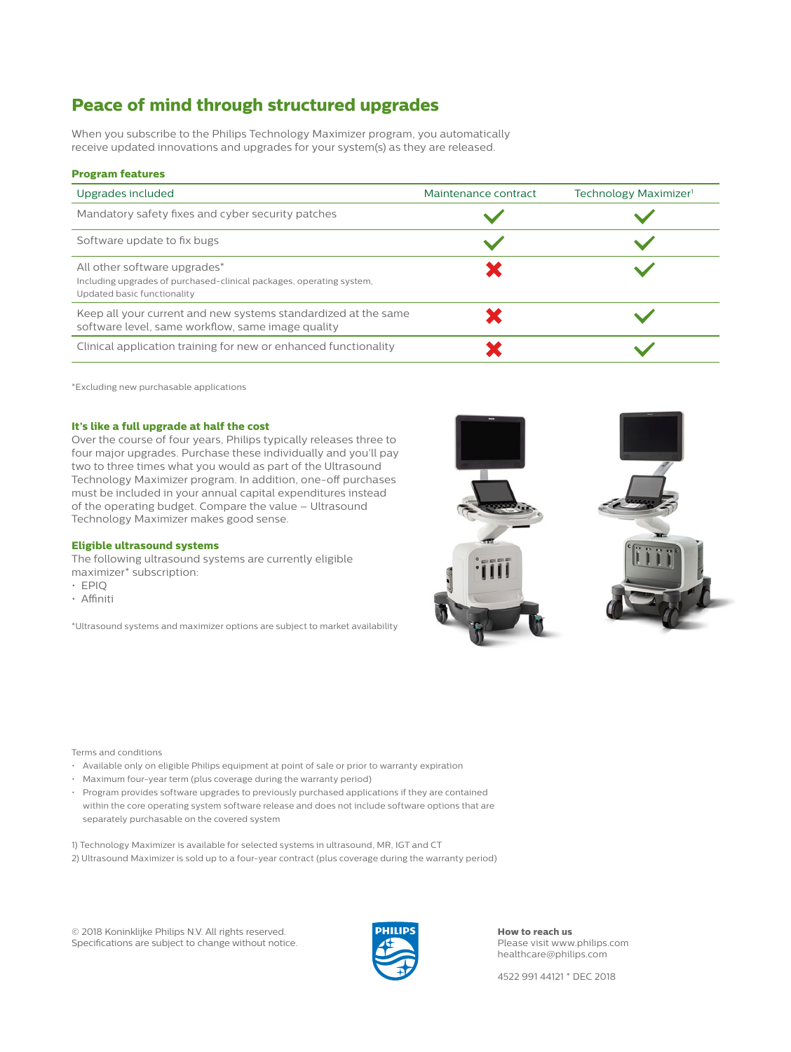## Peace of mind through structured upgrades

When you subscribe to the Philips Technology Maximizer program, you automatically receive updated innovations and upgrades for your system(s) as they are released.

### Program features

| Upgrades included | Maintenance contract | Technology Maximizer[1] |
|---|---|---|
| Mandatory safety fixes and cyber security patches | ✔ | ✔ |
| Software update to fix bugs | ✔ | ✔ |
| All other software upgrades* Including upgrades of purchased-clinical packages, operating system, Updated basic functionality | ✖ | ✔ |
| Keep all your current and new systems standardized at the same software level, same workflow, same image quality | ✖ | ✔ |
| Clinical application training for new or enhanced functionality | ✖ | ✔ |

*Excluding new purchasable applications

**It's like a full upgrade at half the cost**

Over the course of four years, Philips typically releases three to four major upgrades. Purchase these individually and you'll pay two to three times what you would as part of the Ultrasound Technology Maximizer program. In addition, one-off purchases must be included in your annual capital expenditures instead of the operating budget. Compare the value – Ultrasound Technology Maximizer makes good sense.

**Eligible ultrasound systems**

The following ultrasound systems are currently eligible maximizer* subscription:

- EPIQ
- Affiniti

*Ultrasound systems and maximizer options are subject to market availability

Terms and conditions

- Available only on eligible Philips equipment at point of sale or prior to warranty expiration
- Maximum four-year term (plus coverage during the warranty period)
- Program provides software upgrades to previously purchased applications if they are contained within the core operating system software release and does not include software options that are separately purchasable on the covered system

1) Technology Maximizer is available for selected systems in ultrasound, MR, IGT and CT
2) Ultrasound Maximizer is sold up to a four-year contract (plus coverage during the warranty period)

© 2018 Koninklijke Philips N.V. All rights reserved.
Specifications are subject to change without notice.

**How to reach us**
Please visit www.philips.com
healthcare@philips.com

4522 991 44121 * DEC 2018